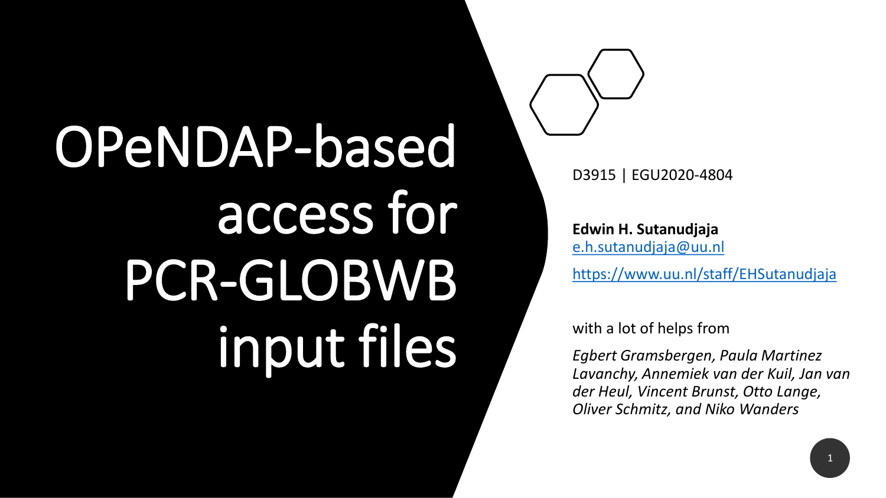# OPeNDAP-based access for PCR-GLOBWB input files

D3915 | EGU2020-4804

**Edwin H. Sutanudjaja**
e.h.sutanudjaja@uu.nl
https://www.uu.nl/staff/EHSutanudjaja

with a lot of helps from

*Egbert Gramsbergen, Paula Martinez Lavanchy, Annemiek van der Kuil, Jan van der Heul, Vincent Brunst, Otto Lange, Oliver Schmitz, and Niko Wanders*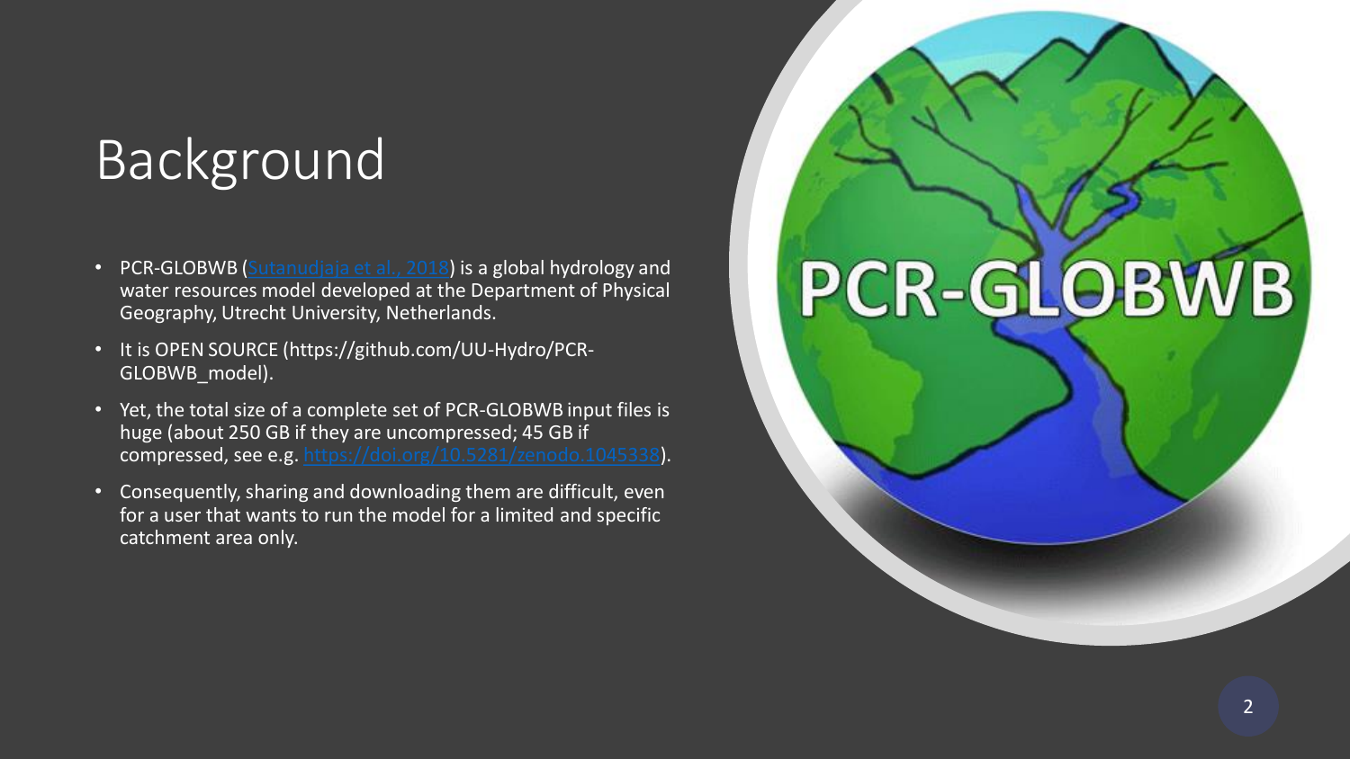# Background

- PCR-GLOBWB (Sutanudjaja et al., 2018) is a global hydrology and water resources model developed at the Department of Physical Geography, Utrecht University, Netherlands.
- It is OPEN SOURCE (https://github.com/UU-Hydro/PCR-GLOBWB_model).
- Yet, the total size of a complete set of PCR-GLOBWB input files is huge (about 250 GB if they are uncompressed; 45 GB if compressed, see e.g. https://doi.org/10.5281/zenodo.1045338).
- Consequently, sharing and downloading them are difficult, even for a user that wants to run the model for a limited and specific catchment area only.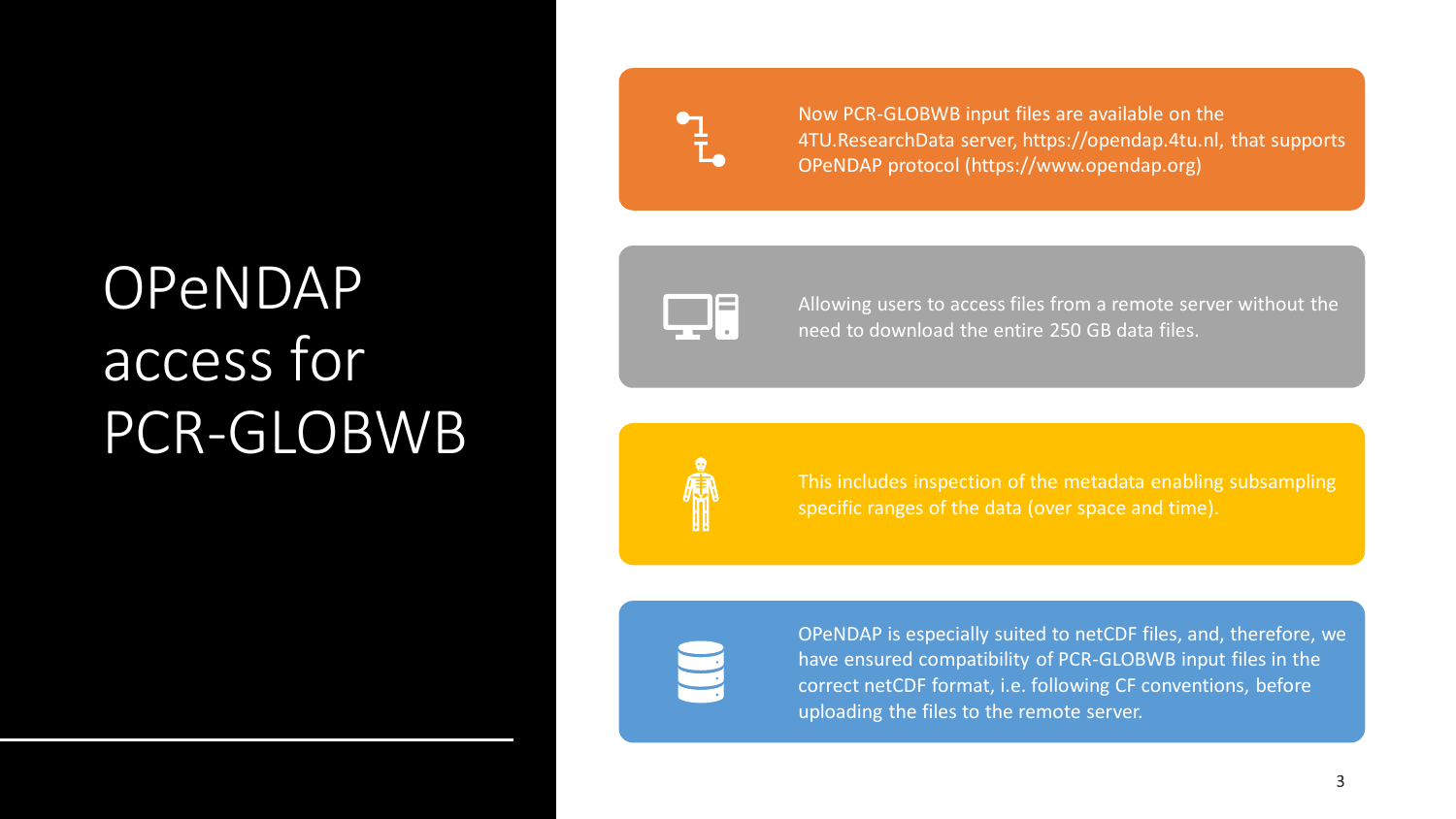# OPeNDAP access for PCR-GLOBWB

- Now PCR-GLOBWB input files are available on the 4TU.ResearchData server, https://opendap.4tu.nl, that supports OPeNDAP protocol (https://www.opendap.org)
- Allowing users to access files from a remote server without the need to download the entire 250 GB data files.
- This includes inspection of the metadata enabling subsampling specific ranges of the data (over space and time).
- OPeNDAP is especially suited to netCDF files, and, therefore, we have ensured compatibility of PCR-GLOBWB input files in the correct netCDF format, i.e. following CF conventions, before uploading the files to the remote server.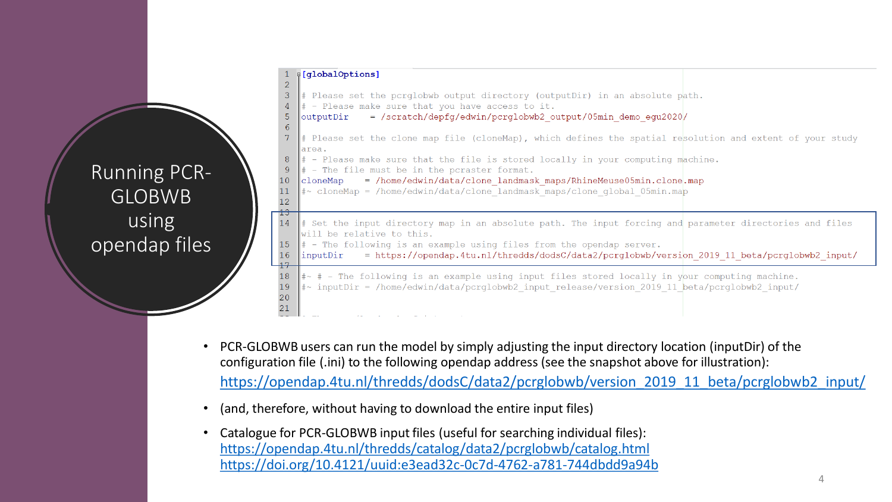# Running PCR-GLOBWB using opendap files

```
1  [globalOptions]
2
3  # Please set the pcrglobwb output directory (outputDir) in an absolute path.
4  # - Please make sure that you have access to it.
5  outputDir    = /scratch/depfg/edwin/pcrglobwb2_output/05min_demo_egu2020/
6
7  # Please set the clone map file (cloneMap), which defines the spatial resolution and extent of your study
   area.
8  # - Please make sure that the file is stored locally in your computing machine.
9  # - The file must be in the pcraster format.
10 cloneMap    = /home/edwin/data/clone_landmask_maps/RhineMeuse05min.clone.map
11 #~ cloneMap = /home/edwin/data/clone_landmask_maps/clone_global_05min.map
12
13
14 # Set the input directory map in an absolute path. The input forcing and parameter directories and files
   will be relative to this.
15 # - The following is an example using files from the opendap server.
16 inputDir    = https://opendap.4tu.nl/thredds/dodsC/data2/pcrglobwb/version_2019_11_beta/pcrglobwb2_input/
17
18 #~ # - The following is an example using input files stored locally in your computing machine.
19 #~ inputDir = /home/edwin/data/pcrglobwb2_input_release/version_2019_11_beta/pcrglobwb2_input/
20
21
```

- PCR-GLOBWB users can run the model by simply adjusting the input directory location (inputDir) of the configuration file (.ini) to the following opendap address (see the snapshot above for illustration): https://opendap.4tu.nl/thredds/dodsC/data2/pcrglobwb/version_2019_11_beta/pcrglobwb2_input/
- (and, therefore, without having to download the entire input files)
- Catalogue for PCR-GLOBWB input files (useful for searching individual files):
  https://opendap.4tu.nl/thredds/catalog/data2/pcrglobwb/catalog.html
  https://doi.org/10.4121/uuid:e3ead32c-0c7d-4762-a781-744dbdd9a94b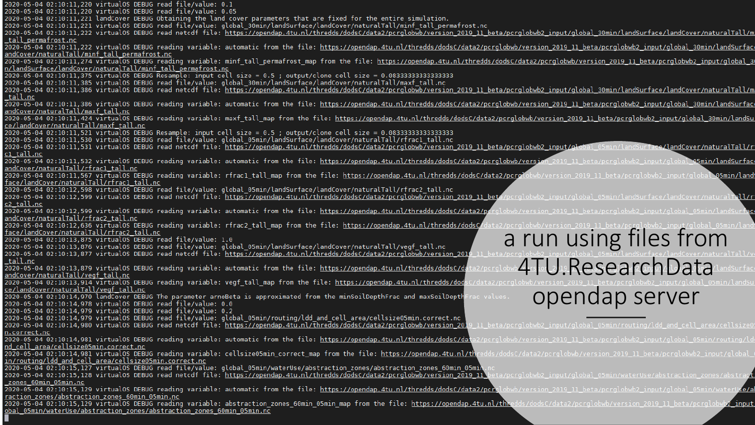```
2020-05-04 02:10:11,220 virtualOS DEBUG read file/value: 0.1
2020-05-04 02:10:11,220 virtualOS DEBUG read file/value: 0.05
2020-05-04 02:10:11,221 landCover DEBUG Obtaining the land cover parameters that are fixed for the entire simulation.
2020-05-04 02:10:11,221 virtualOS DEBUG read file/value: global_30min/landSurface/landCover/naturalTall/minf_tall_permafrost.nc
2020-05-04 02:10:11,222 virtualOS DEBUG read netcdf file: https://opendap.4tu.nl/thredds/dodsC/data2/pcrglobwb/version_2019_11_beta/pcrglobwb2_input/global_30min/landSurface/landCover/naturalTall/m
_tall_permafrost.nc
2020-05-04 02:10:11,222 virtualOS DEBUG reading variable: automatic from the file: https://opendap.4tu.nl/thredds/dodsC/data2/pcrglobwb/version_2019_11_beta/pcrglobwb2_input/global_30min/landSurface
andCover/naturalTall/minf_tall_permafrost.nc
2020-05-04 02:10:11,274 virtualOS DEBUG reading variable: minf_tall_permafrost_map from the file: https://opendap.4tu.nl/thredds/dodsC/data2/pcrglobwb/version_2019_11_beta/pcrglobwb2_input/global_3
n/landSurface/landCover/naturalTall/minf_tall_permafrost.nc
2020-05-04 02:10:11,375 virtualOS DEBUG Resample: input cell size = 0.5 ; output/clone cell size = 0.08333333333333333
2020-05-04 02:10:11,385 virtualOS DEBUG read file/value: global_30min/landSurface/landCover/naturalTall/maxf_tall.nc
2020-05-04 02:10:11,386 virtualOS DEBUG read netcdf file: https://opendap.4tu.nl/thredds/dodsC/data2/pcrglobwb/version_2019_11_beta/pcrglobwb2_input/global_30min/landSurface/landCover/naturalTall/m
_tall.nc
2020-05-04 02:10:11,386 virtualOS DEBUG reading variable: automatic from the file: https://opendap.4tu.nl/thredds/dodsC/data2/pcrglobwb/version_2019_11_beta/pcrglobwb2_input/global_30min/landSurface
andCover/naturalTall/maxf_tall.nc
2020-05-04 02:10:11,424 virtualOS DEBUG reading variable: maxf_tall_map from the file: https://opendap.4tu.nl/thredds/dodsC/data2/pcrglobwb/version_2019_11_beta/pcrglobwb2_input/global_30min/landSu
ce/landCover/naturalTall/maxf_tall.nc
2020-05-04 02:10:11,521 virtualOS DEBUG Resample: input cell size = 0.5 ; output/clone cell size = 0.08333333333333333
2020-05-04 02:10:11,530 virtualOS DEBUG read file/value: global_05min/landSurface/landCover/naturalTall/rfrac1_tall.nc
2020-05-04 02:10:11,531 virtualOS DEBUG read netcdf file: https://opendap.4tu.nl/thredds/dodsC/data2/pcrglobwb/version_2019_11_beta/pcrglobwb2_input/global_05min/landSurface/landCover/naturalTall/r
c1_tall.nc
2020-05-04 02:10:11,532 virtualOS DEBUG reading variable: automatic from the file: https://opendap.4tu.nl/thredds/dodsC/data2/pcrglobwb/version_2019_11_beta/pcrglobwb2_input/global_05min/landSurface
andCover/naturalTall/rfrac1_tall.nc
2020-05-04 02:10:11,567 virtualOS DEBUG reading variable: rfrac1_tall_map from the file: https://opendap.4tu.nl/thredds/dodsC/data2/pcrglobwb/version_2019_11_beta/pcrglobwb2_input/global_05min/lands
face/landCover/naturalTall/rfrac1_tall.nc
2020-05-04 02:10:12,598 virtualOS DEBUG read file/value: global_05min/landSurface/landCover/naturalTall/rfrac2_tall.nc
2020-05-04 02:10:12,599 virtualOS DEBUG read netcdf file: https://opendap.4tu.nl/thredds/dodsC/data2/pcrglobwb/version_2019_11_beta/pcrglobwb2_input/global_05min/landSurface/landCover/naturalTall/r
c2_tall.nc
2020-05-04 02:10:12,599 virtualOS DEBUG reading variable: automatic from the file: https://opendap.4tu.nl/thredds/dodsC/data2/pcrglobwb/version_2019_11_beta/pcrglobwb2_input/global_05min/landSurface
andCover/naturalTall/rfrac2_tall.nc
2020-05-04 02:10:12,636 virtualOS DEBUG reading variable: rfrac2_tall_map from the file: https://opendap.4tu.nl/thredds/dodsC/data2/pcrglobwb/version_2019_11_beta/pcrglobwb2_input/global_05min/land
face/landCover/naturalTall/rfrac2_tall.nc
2020-05-04 02:10:13,875 virtualOS DEBUG read file/value: 1.0
2020-05-04 02:10:13,876 virtualOS DEBUG read file/value: global_05min/landSurface/landCover/naturalTall/vegf_tall.nc
2020-05-04 02:10:13,877 virtualOS DEBUG read netcdf file: https://opendap.4tu.nl/thredds/dodsC/data2/pcrglobwb/version_2019_11_beta/pcrglobwb2_input/global_05min/landSurface/landCover/naturalTall/v
_tall.nc
2020-05-04 02:10:13,879 virtualOS DEBUG reading variable: automatic from the file: https://opendap.4tu.nl/thredds/dodsC/data2/pcrglobwb/version_2019_11_beta/pcrglobwb2_input/global_05min/landSurface
andCover/naturalTall/vegf_tall.nc
2020-05-04 02:10:13,914 virtualOS DEBUG reading variable: vegf_tall_map from the file: https://opendap.4tu.nl/thredds/dodsC/data2/pcrglobwb/version_2019_11_beta/pcrglobwb2_input/global_05min/landSu
ce/landCover/naturalTall/vegf_tall.nc
2020-05-04 02:10:14,970 landCover DEBUG The parameter arnoBeta is approximated from the minSoilDepthFrac and maxSoilDepthFrac values.
2020-05-04 02:10:14,978 virtualOS DEBUG read file/value: 0.0
2020-05-04 02:10:14,979 virtualOS DEBUG read file/value: 0.2
2020-05-04 02:10:14,979 virtualOS DEBUG read file/value: global_05min/routing/ldd_and_cell_area/cellsize05min.correct.nc
2020-05-04 02:10:14,980 virtualOS DEBUG read netcdf file: https://opendap.4tu.nl/thredds/dodsC/data2/pcrglobwb/version_2019_11_beta/pcrglobwb2_input/global_05min/routing/ldd_and_cell_area/cellsize0
n.correct.nc
2020-05-04 02:10:14,981 virtualOS DEBUG reading variable: automatic from the file: https://opendap.4tu.nl/thredds/dodsC/data2/pcrglobwb/version_2019_11_beta/pcrglobwb2_input/global_05min/routing/ld
nd_cell_area/cellsize05min.correct.nc
2020-05-04 02:10:14,981 virtualOS DEBUG reading variable: cellsize05min_correct_map from the file: https://opendap.4tu.nl/thredds/dodsC/data2/pcrglobwb/version_2019_11_beta/pcrglobwb2_input/global_
in/routing/ldd_and_cell_area/cellsize05min.correct.nc
2020-05-04 02:10:15,127 virtualOS DEBUG read file/value: global_05min/waterUse/abstraction_zones/abstraction_zones_60min_05min.nc
2020-05-04 02:10:15,128 virtualOS DEBUG read netcdf file: https://opendap.4tu.nl/thredds/dodsC/data2/pcrglobwb/version_2019_11_beta/pcrglobwb2_input/global_05min/waterUse/abstraction_zones/abstract
_zones_60min_05min.nc
2020-05-04 02:10:15,129 virtualOS DEBUG reading variable: automatic from the file: https://opendap.4tu.nl/thredds/dodsC/data2/pcrglobwb/version_2019_11_beta/pcrglobwb2_input/global_05min/waterUse/a
raction_zones/abstraction_zones_60min_05min.nc
2020-05-04 02:10:15,129 virtualOS DEBUG reading variable: abstraction_zones_60min_05min_map from the file: https://opendap.4tu.nl/thredds/dodsC/data2/pcrglobwb/version_2019_11_beta/pcrglobwb2_input
obal_05min/waterUse/abstraction_zones/abstraction_zones_60min_05min.nc
```

a run using files from 4TU.ResearchData opendap server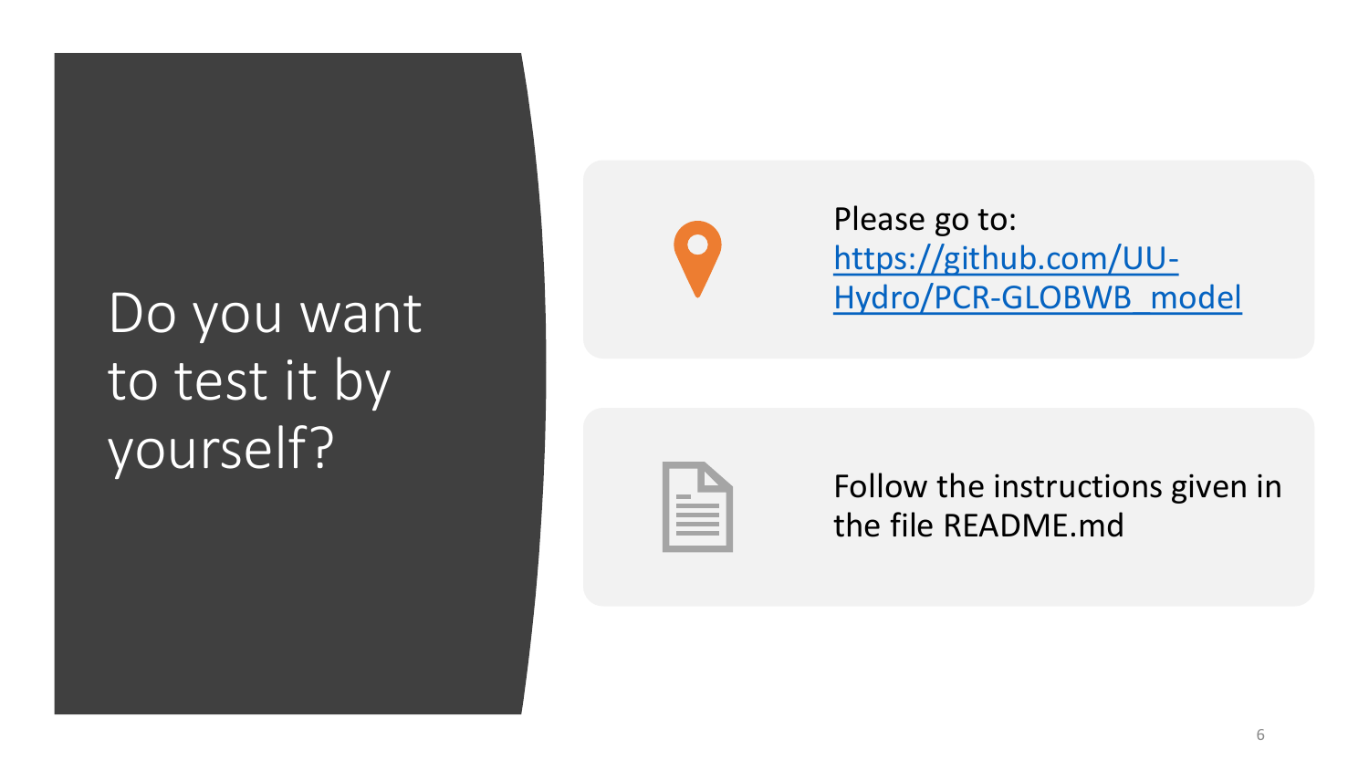# Do you want to test it by yourself?

Please go to: https://github.com/UU-Hydro/PCR-GLOBWB_model

Follow the instructions given in the file README.md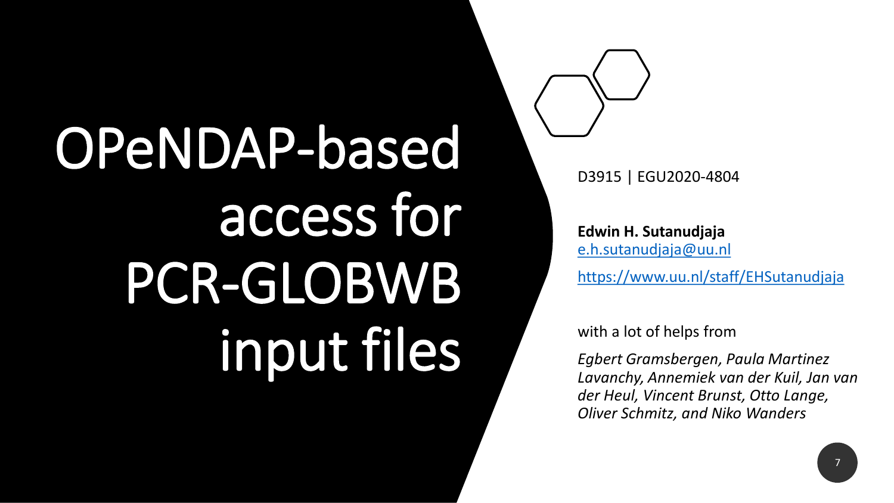# OPeNDAP-based access for PCR-GLOBWB input files

D3915 | EGU2020-4804

**Edwin H. Sutanudjaja**
e.h.sutanudjaja@uu.nl

https://www.uu.nl/staff/EHSutanudjaja

with a lot of helps from

*Egbert Gramsbergen, Paula Martinez Lavanchy, Annemiek van der Kuil, Jan van der Heul, Vincent Brunst, Otto Lange, Oliver Schmitz, and Niko Wanders*